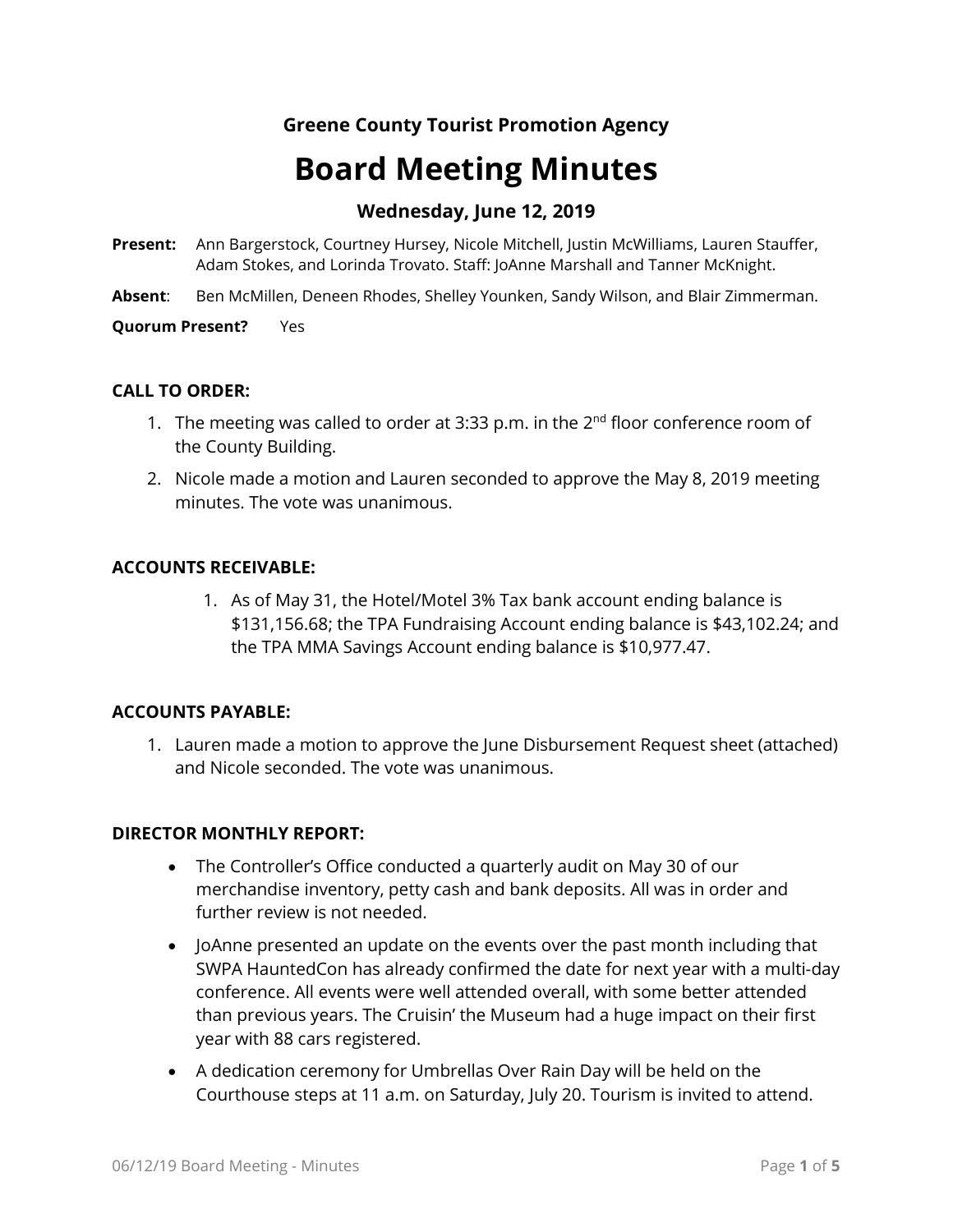**Greene County Tourist Promotion Agency**

# Board Meeting Minutes

### Wednesday, June 12, 2019

**Present:** Ann Bargerstock, Courtney Hursey, Nicole Mitchell, Justin McWilliams, Lauren Stauffer, Adam Stokes, and Lorinda Trovato. Staff: JoAnne Marshall and Tanner McKnight.

**Absent**: Ben McMillen, Deneen Rhodes, Shelley Younken, Sandy Wilson, and Blair Zimmerman.

**Quorum Present?** Yes

**CALL TO ORDER:**

1. The meeting was called to order at 3:33 p.m. in the 2nd floor conference room of the County Building.
2. Nicole made a motion and Lauren seconded to approve the May 8, 2019 meeting minutes. The vote was unanimous.

**ACCOUNTS RECEIVABLE:**

1. As of May 31, the Hotel/Motel 3% Tax bank account ending balance is $131,156.68; the TPA Fundraising Account ending balance is $43,102.24; and the TPA MMA Savings Account ending balance is $10,977.47.

**ACCOUNTS PAYABLE:**

1. Lauren made a motion to approve the June Disbursement Request sheet (attached) and Nicole seconded. The vote was unanimous.

**DIRECTOR MONTHLY REPORT:**

- The Controller's Office conducted a quarterly audit on May 30 of our merchandise inventory, petty cash and bank deposits. All was in order and further review is not needed.
- JoAnne presented an update on the events over the past month including that SWPA HauntedCon has already confirmed the date for next year with a multi-day conference. All events were well attended overall, with some better attended than previous years. The Cruisin' the Museum had a huge impact on their first year with 88 cars registered.
- A dedication ceremony for Umbrellas Over Rain Day will be held on the Courthouse steps at 11 a.m. on Saturday, July 20. Tourism is invited to attend.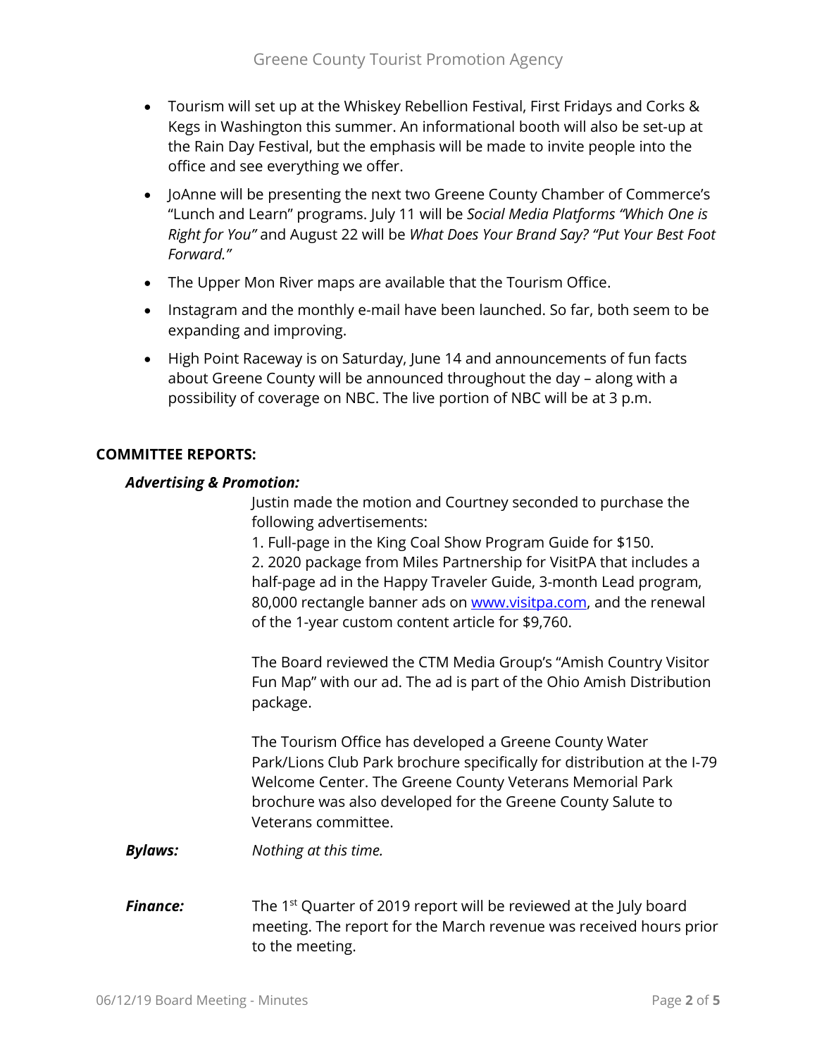- Tourism will set up at the Whiskey Rebellion Festival, First Fridays and Corks & Kegs in Washington this summer. An informational booth will also be set-up at the Rain Day Festival, but the emphasis will be made to invite people into the office and see everything we offer.
- JoAnne will be presenting the next two Greene County Chamber of Commerce's "Lunch and Learn" programs. July 11 will be *Social Media Platforms "Which One is Right for You"* and August 22 will be *What Does Your Brand Say? "Put Your Best Foot Forward."*
- The Upper Mon River maps are available that the Tourism Office.
- Instagram and the monthly e-mail have been launched. So far, both seem to be expanding and improving.
- High Point Raceway is on Saturday, June 14 and announcements of fun facts about Greene County will be announced throughout the day – along with a possibility of coverage on NBC. The live portion of NBC will be at 3 p.m.

**COMMITTEE REPORTS:**

***Advertising & Promotion:***

Justin made the motion and Courtney seconded to purchase the following advertisements:

1. Full-page in the King Coal Show Program Guide for $150.
2. 2020 package from Miles Partnership for VisitPA that includes a half-page ad in the Happy Traveler Guide, 3-month Lead program, 80,000 rectangle banner ads on www.visitpa.com, and the renewal of the 1-year custom content article for $9,760.

The Board reviewed the CTM Media Group's "Amish Country Visitor Fun Map" with our ad. The ad is part of the Ohio Amish Distribution package.

The Tourism Office has developed a Greene County Water Park/Lions Club Park brochure specifically for distribution at the I-79 Welcome Center. The Greene County Veterans Memorial Park brochure was also developed for the Greene County Salute to Veterans committee.

***Bylaws:*** *Nothing at this time.*

***Finance:*** The 1st Quarter of 2019 report will be reviewed at the July board meeting. The report for the March revenue was received hours prior to the meeting.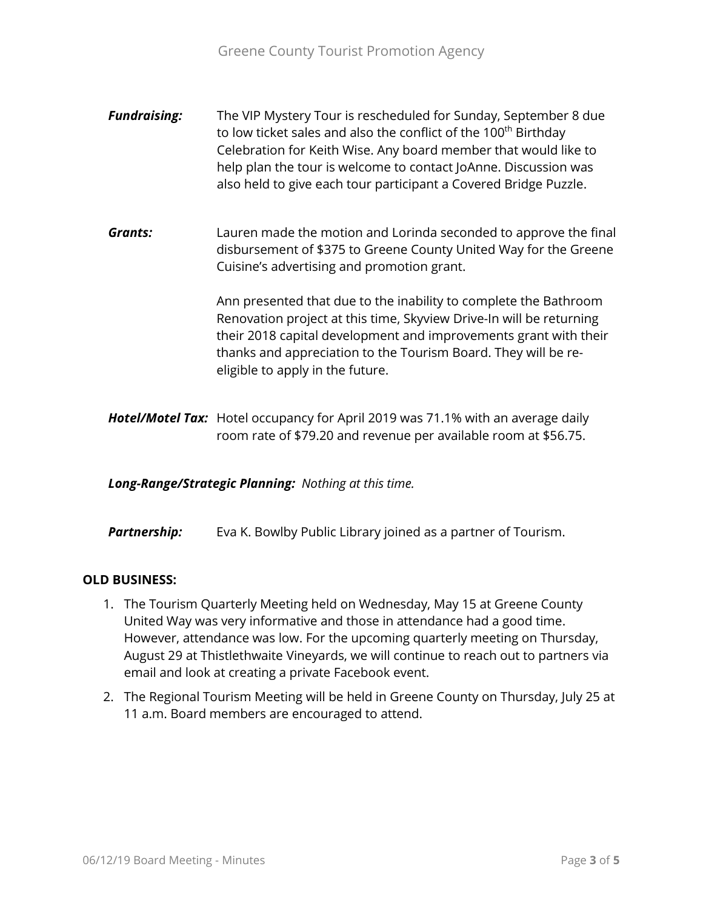***Fundraising:*** The VIP Mystery Tour is rescheduled for Sunday, September 8 due to low ticket sales and also the conflict of the 100th Birthday Celebration for Keith Wise. Any board member that would like to help plan the tour is welcome to contact JoAnne. Discussion was also held to give each tour participant a Covered Bridge Puzzle.

***Grants:*** Lauren made the motion and Lorinda seconded to approve the final disbursement of $375 to Greene County United Way for the Greene Cuisine's advertising and promotion grant.

Ann presented that due to the inability to complete the Bathroom Renovation project at this time, Skyview Drive-In will be returning their 2018 capital development and improvements grant with their thanks and appreciation to the Tourism Board. They will be re-eligible to apply in the future.

***Hotel/Motel Tax:*** Hotel occupancy for April 2019 was 71.1% with an average daily room rate of $79.20 and revenue per available room at $56.75.

***Long-Range/Strategic Planning:*** *Nothing at this time.*

***Partnership:*** Eva K. Bowlby Public Library joined as a partner of Tourism.

**OLD BUSINESS:**

1. The Tourism Quarterly Meeting held on Wednesday, May 15 at Greene County United Way was very informative and those in attendance had a good time. However, attendance was low. For the upcoming quarterly meeting on Thursday, August 29 at Thistlethwaite Vineyards, we will continue to reach out to partners via email and look at creating a private Facebook event.
2. The Regional Tourism Meeting will be held in Greene County on Thursday, July 25 at 11 a.m. Board members are encouraged to attend.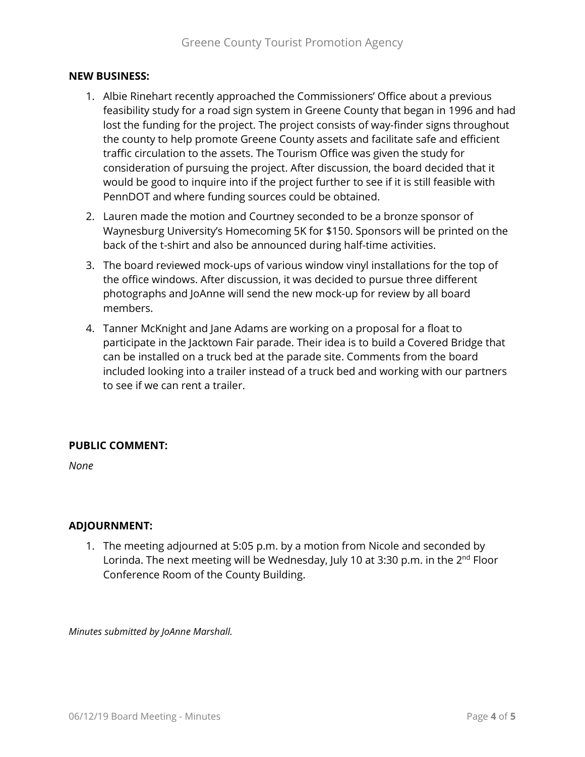**NEW BUSINESS:**

1. Albie Rinehart recently approached the Commissioners' Office about a previous feasibility study for a road sign system in Greene County that began in 1996 and had lost the funding for the project. The project consists of way-finder signs throughout the county to help promote Greene County assets and facilitate safe and efficient traffic circulation to the assets. The Tourism Office was given the study for consideration of pursuing the project. After discussion, the board decided that it would be good to inquire into if the project further to see if it is still feasible with PennDOT and where funding sources could be obtained.
2. Lauren made the motion and Courtney seconded to be a bronze sponsor of Waynesburg University's Homecoming 5K for $150. Sponsors will be printed on the back of the t-shirt and also be announced during half-time activities.
3. The board reviewed mock-ups of various window vinyl installations for the top of the office windows. After discussion, it was decided to pursue three different photographs and JoAnne will send the new mock-up for review by all board members.
4. Tanner McKnight and Jane Adams are working on a proposal for a float to participate in the Jacktown Fair parade. Their idea is to build a Covered Bridge that can be installed on a truck bed at the parade site. Comments from the board included looking into a trailer instead of a truck bed and working with our partners to see if we can rent a trailer.

**PUBLIC COMMENT:**

*None*

**ADJOURNMENT:**

1. The meeting adjourned at 5:05 p.m. by a motion from Nicole and seconded by Lorinda. The next meeting will be Wednesday, July 10 at 3:30 p.m. in the 2nd Floor Conference Room of the County Building.

*Minutes submitted by JoAnne Marshall.*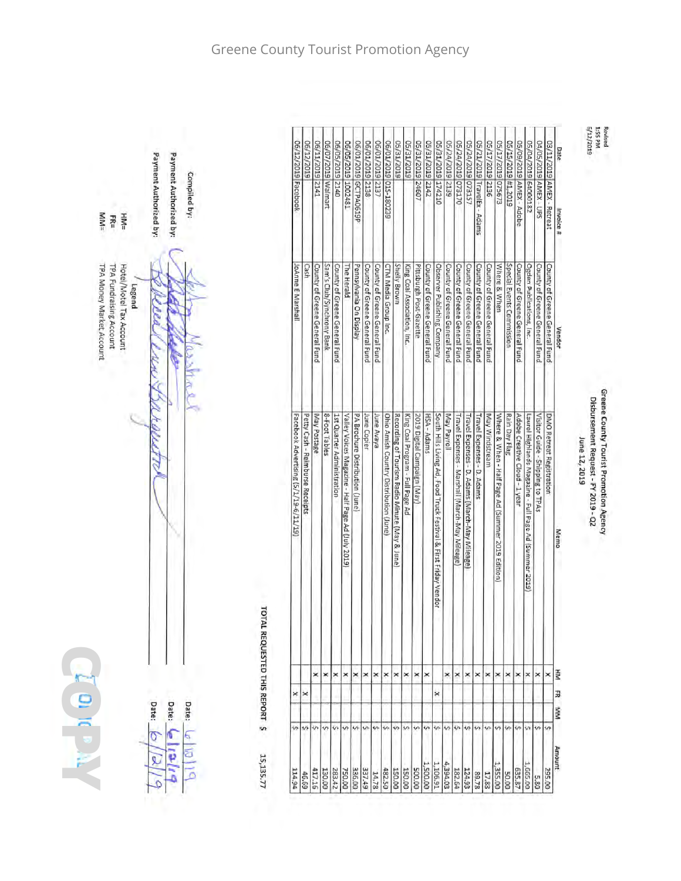Greene County Tourist Promotion Agency

Revised
1:55 PM
6/12/2019

# Greene County Tourist Promotion Agency
## Disbursement Request - FY 2019 - Q2
### June 12, 2019

| Date | Invoice # | Vendor | Memo | HM | FR | MM | Amount |
|---|---|---|---|---|---|---|---|
| 03/11/2019 | AMEX - Retreat | County of Greene General Fund | DMO Retreat Registration | x | | | $ 295.00 |
| 04/05/2019 | AMEX - UPS | County of Greene General Fund | Visitor Guide - Shipping to TPAs | x | | | $ 5.80 |
| 05/04/2019 | 64000182 | Ogden Publications, Inc. | Laurel Highlands Magazine - Full Page Ad (Summer 2019) | x | | | $ 1,665.00 |
| 05/09/2019 | AMEX - Adobe | County of Greene General Fund | Adobe Creative Cloud - 1 year | x | | | $ 635.87 |
| 05/15/2019 | #1.2019 | Special Events Commission | Rain Day Flag | x | | | $ 50.00 |
| 05/17/2019 | 075673 | Where & When | Where & When - Half Page Ad (Summer 2019 Edition) | x | | | $ 1,355.00 |
| 05/17/2019 | 2136 | County of Greene General Fund | May Windstream | x | | | $ 17.83 |
| 05/21/2019 | TravelEx - Adams | County of Greene General Fund | Travel Expenses - D. Adams | x | | | $ 89.78 |
| 05/24/2019 | 073157 | County of Greene General Fund | Travel Expenses - D. Adams (March-May Mileage) | x | | | $ 124.93 |
| 05/24/2019 | 073170 | County of Greene General Fund | Travel Expenses - Marshall (March-May Mileage) | x | | | $ 182.64 |
| 05/24/2019 | 2139 | County of Greene General Fund | May Payroll | x | | | $ 4,394.03 |
| 05/31/2019 | 174210 | Observer Publishing Company | South Hills Living Ad, Food Truck Festival & First Friday Vendor | | x | | $ 1,106.91 |
| 05/31/2019 | 2142 | County of Greene General Fund | HSA - Adams | x | | | $ 1,500.00 |
| 05/31/2019 | 24607 | Pittsburgh Post-Gazette | 2019 Digital Campaign (May) | x | | | $ 500.00 |
| 05/31/2019 | | King Coal Association, Inc. | King Coal Program - Full Page Ad | x | | | $ 150.00 |
| 05/31/2019 | | Shelly Brown | Recording of Tourism Radio Minute (May & June) | x | | | $ 150.00 |
| 06/01/2019 | 015-180239 | CTM Media Group Inc. | Ohio Amish Country Distribution (June) | x | | | $ 482.50 |
| 06/01/2019 | 2137 | County of Greene General Fund | June Avaya | x | | | $ 14.78 |
| 06/01/2019 | 2138 | County of Greene General Fund | June Copier | x | | | $ 337.49 |
| 06/01/2019 | GCTPA0619P | Pennsylvania On Display | PA Brochure Distribution (June) | x | | | $ 336.00 |
| 06/05/2019 | 1002481 | The Herald | Valley Voices Magazine - Half Page Ad (July 2019) | x | | | $ 750.00 |
| 06/05/2019 | 2140 | County of Greene General Fund | 1st Quarter Administration | x | | | $ 283.42 |
| 06/07/2019 | Walmart | Sam's Club/Synchrony Bank | 8-Foot Tables | x | | | $ 130.00 |
| 06/11/2019 | 2141 | County of Greene General Fund | May Postage | x | | | $ 417.16 |
| 06/12/2019 | | Cash | Petty Cash - Reimburse Receipts | | x | | $ 46.69 |
| 06/12/2019 | Facebook | JoAnne E Marshall | Facebook Advertising (5/1/19-6/11/19) | | x | | $ 114.94 |

TOTAL REQUESTED THIS REPORT $ 15,135.77

Compiled by: JoAnne Marshall    Date: 6/12/19

Payment Authorized by: [signature]    Date: 6/12/19

Payment Authorized by: [signature]    Date: 6/12/19

**Legend**

HM= Hotel/Motel Tax Account
FR= TPA Fundraising Account
MM= TPA Money Market Account

COPY